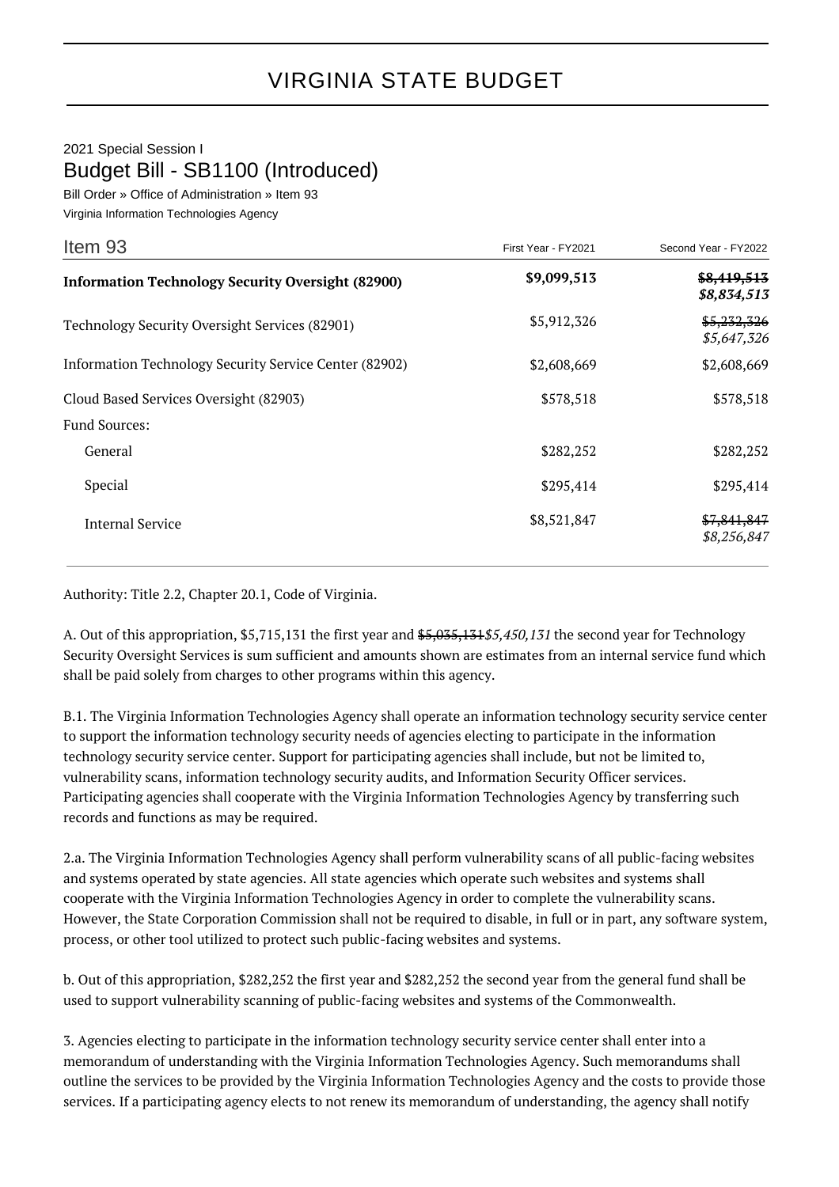# VIRGINIA STATE BUDGET

2021 Special Session I

## Budget Bill - SB1100 (Introduced)

Bill Order » Office of Administration » Item 93

Virginia Information Technologies Agency

| Item 93 | First Year - FY2021 | Second Year - FY2022 |
|---|---|---|
| **Information Technology Security Oversight (82900)** | **$9,099,513** | ~~**$8,419,513**~~ ***$8,834,513*** |
| Technology Security Oversight Services (82901) | $5,912,326 | ~~$5,232,326~~ *$5,647,326* |
| Information Technology Security Service Center (82902) | $2,608,669 | $2,608,669 |
| Cloud Based Services Oversight (82903) | $578,518 | $578,518 |
| Fund Sources: | | |
| General | $282,252 | $282,252 |
| Special | $295,414 | $295,414 |
| Internal Service | $8,521,847 | ~~$7,841,847~~ *$8,256,847* |

Authority: Title 2.2, Chapter 20.1, Code of Virginia.

A. Out of this appropriation, $5,715,131 the first year and ~~$5,035,131~~*$5,450,131* the second year for Technology Security Oversight Services is sum sufficient and amounts shown are estimates from an internal service fund which shall be paid solely from charges to other programs within this agency.

B.1. The Virginia Information Technologies Agency shall operate an information technology security service center to support the information technology security needs of agencies electing to participate in the information technology security service center. Support for participating agencies shall include, but not be limited to, vulnerability scans, information technology security audits, and Information Security Officer services. Participating agencies shall cooperate with the Virginia Information Technologies Agency by transferring such records and functions as may be required.

2.a. The Virginia Information Technologies Agency shall perform vulnerability scans of all public-facing websites and systems operated by state agencies. All state agencies which operate such websites and systems shall cooperate with the Virginia Information Technologies Agency in order to complete the vulnerability scans. However, the State Corporation Commission shall not be required to disable, in full or in part, any software system, process, or other tool utilized to protect such public-facing websites and systems.

b. Out of this appropriation, $282,252 the first year and $282,252 the second year from the general fund shall be used to support vulnerability scanning of public-facing websites and systems of the Commonwealth.

3. Agencies electing to participate in the information technology security service center shall enter into a memorandum of understanding with the Virginia Information Technologies Agency. Such memorandums shall outline the services to be provided by the Virginia Information Technologies Agency and the costs to provide those services. If a participating agency elects to not renew its memorandum of understanding, the agency shall notify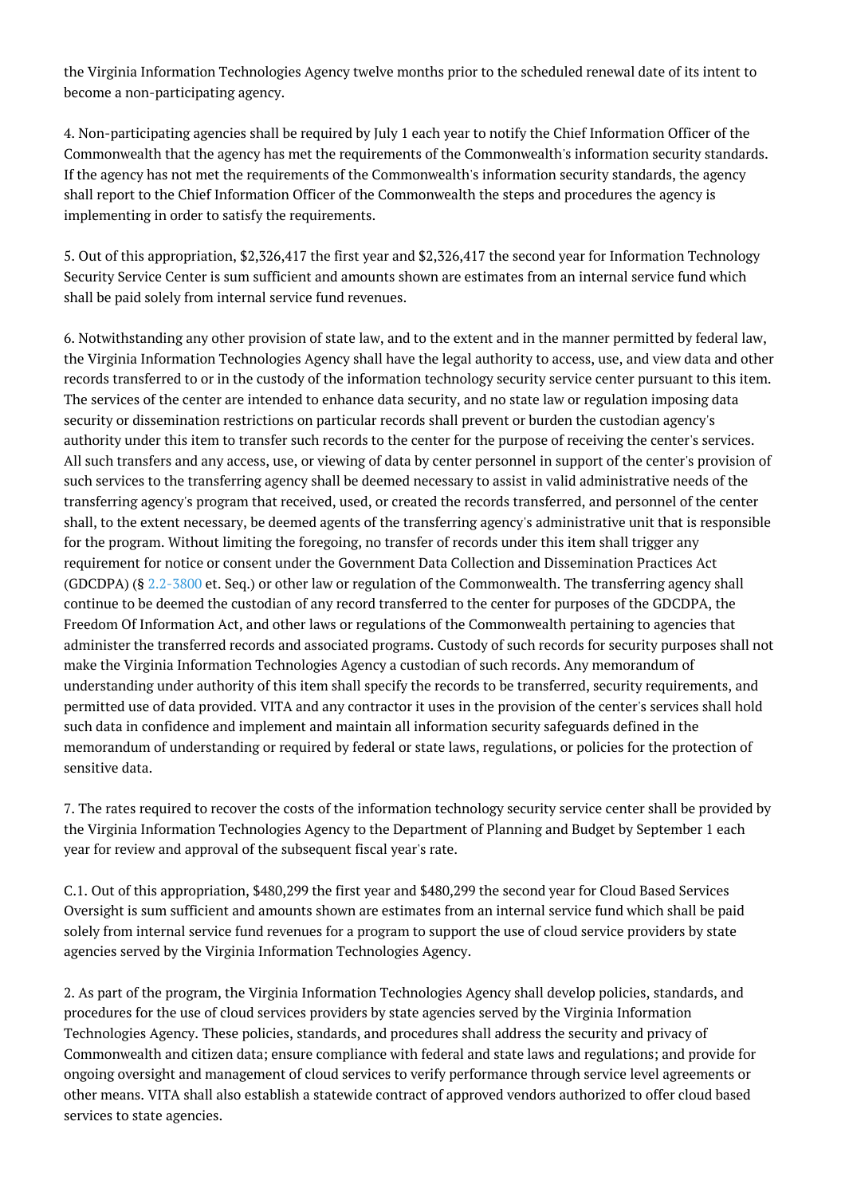the Virginia Information Technologies Agency twelve months prior to the scheduled renewal date of its intent to become a non-participating agency.

4. Non-participating agencies shall be required by July 1 each year to notify the Chief Information Officer of the Commonwealth that the agency has met the requirements of the Commonwealth's information security standards. If the agency has not met the requirements of the Commonwealth's information security standards, the agency shall report to the Chief Information Officer of the Commonwealth the steps and procedures the agency is implementing in order to satisfy the requirements.

5. Out of this appropriation, $2,326,417 the first year and $2,326,417 the second year for Information Technology Security Service Center is sum sufficient and amounts shown are estimates from an internal service fund which shall be paid solely from internal service fund revenues.

6. Notwithstanding any other provision of state law, and to the extent and in the manner permitted by federal law, the Virginia Information Technologies Agency shall have the legal authority to access, use, and view data and other records transferred to or in the custody of the information technology security service center pursuant to this item. The services of the center are intended to enhance data security, and no state law or regulation imposing data security or dissemination restrictions on particular records shall prevent or burden the custodian agency's authority under this item to transfer such records to the center for the purpose of receiving the center's services. All such transfers and any access, use, or viewing of data by center personnel in support of the center's provision of such services to the transferring agency shall be deemed necessary to assist in valid administrative needs of the transferring agency's program that received, used, or created the records transferred, and personnel of the center shall, to the extent necessary, be deemed agents of the transferring agency's administrative unit that is responsible for the program. Without limiting the foregoing, no transfer of records under this item shall trigger any requirement for notice or consent under the Government Data Collection and Dissemination Practices Act (GDCDPA) (§ 2.2-3800 et. Seq.) or other law or regulation of the Commonwealth. The transferring agency shall continue to be deemed the custodian of any record transferred to the center for purposes of the GDCDPA, the Freedom Of Information Act, and other laws or regulations of the Commonwealth pertaining to agencies that administer the transferred records and associated programs. Custody of such records for security purposes shall not make the Virginia Information Technologies Agency a custodian of such records. Any memorandum of understanding under authority of this item shall specify the records to be transferred, security requirements, and permitted use of data provided. VITA and any contractor it uses in the provision of the center's services shall hold such data in confidence and implement and maintain all information security safeguards defined in the memorandum of understanding or required by federal or state laws, regulations, or policies for the protection of sensitive data.

7. The rates required to recover the costs of the information technology security service center shall be provided by the Virginia Information Technologies Agency to the Department of Planning and Budget by September 1 each year for review and approval of the subsequent fiscal year's rate.

C.1. Out of this appropriation, $480,299 the first year and $480,299 the second year for Cloud Based Services Oversight is sum sufficient and amounts shown are estimates from an internal service fund which shall be paid solely from internal service fund revenues for a program to support the use of cloud service providers by state agencies served by the Virginia Information Technologies Agency.

2. As part of the program, the Virginia Information Technologies Agency shall develop policies, standards, and procedures for the use of cloud services providers by state agencies served by the Virginia Information Technologies Agency. These policies, standards, and procedures shall address the security and privacy of Commonwealth and citizen data; ensure compliance with federal and state laws and regulations; and provide for ongoing oversight and management of cloud services to verify performance through service level agreements or other means. VITA shall also establish a statewide contract of approved vendors authorized to offer cloud based services to state agencies.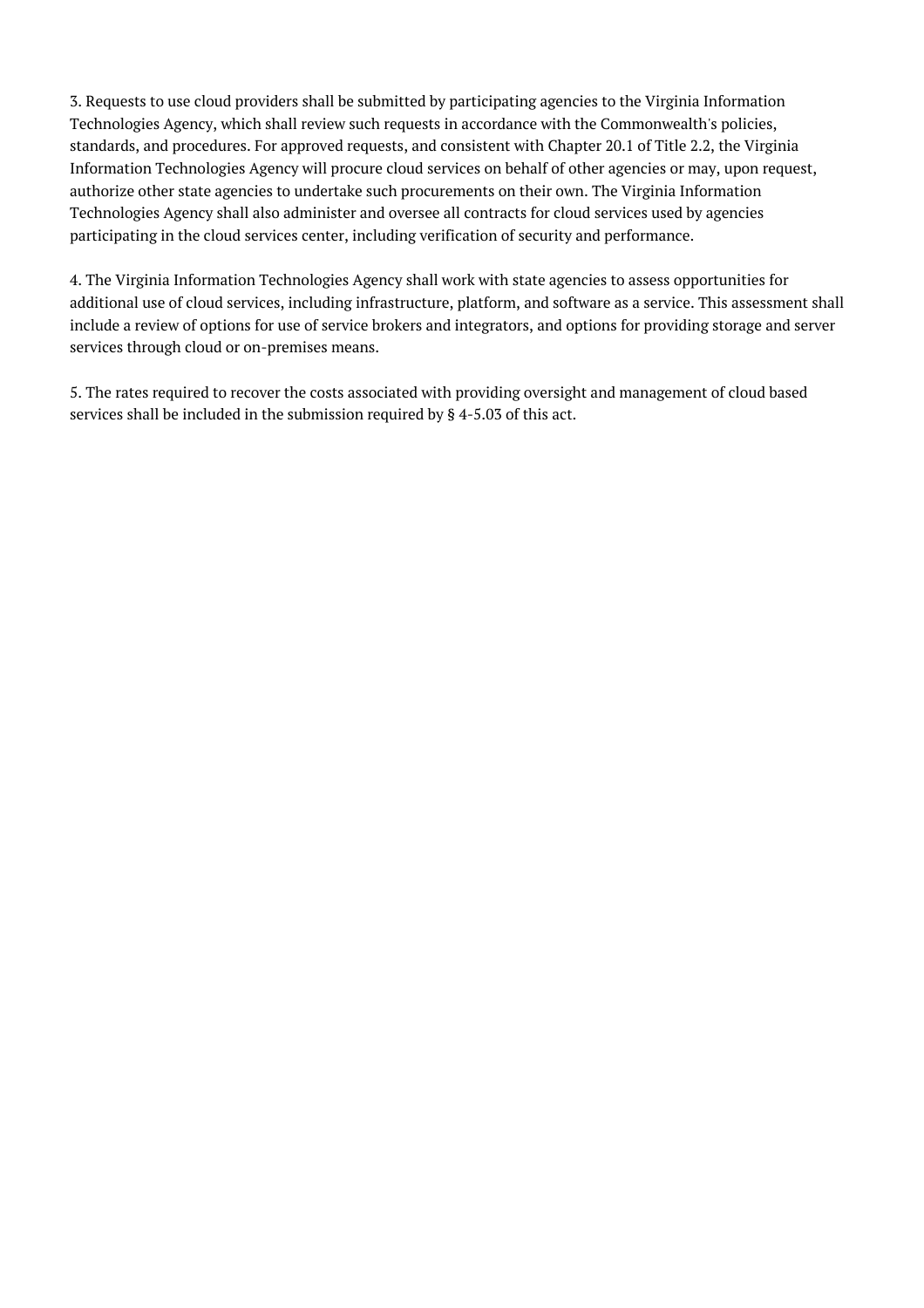3. Requests to use cloud providers shall be submitted by participating agencies to the Virginia Information Technologies Agency, which shall review such requests in accordance with the Commonwealth's policies, standards, and procedures. For approved requests, and consistent with Chapter 20.1 of Title 2.2, the Virginia Information Technologies Agency will procure cloud services on behalf of other agencies or may, upon request, authorize other state agencies to undertake such procurements on their own. The Virginia Information Technologies Agency shall also administer and oversee all contracts for cloud services used by agencies participating in the cloud services center, including verification of security and performance.

4. The Virginia Information Technologies Agency shall work with state agencies to assess opportunities for additional use of cloud services, including infrastructure, platform, and software as a service. This assessment shall include a review of options for use of service brokers and integrators, and options for providing storage and server services through cloud or on-premises means.

5. The rates required to recover the costs associated with providing oversight and management of cloud based services shall be included in the submission required by § 4-5.03 of this act.